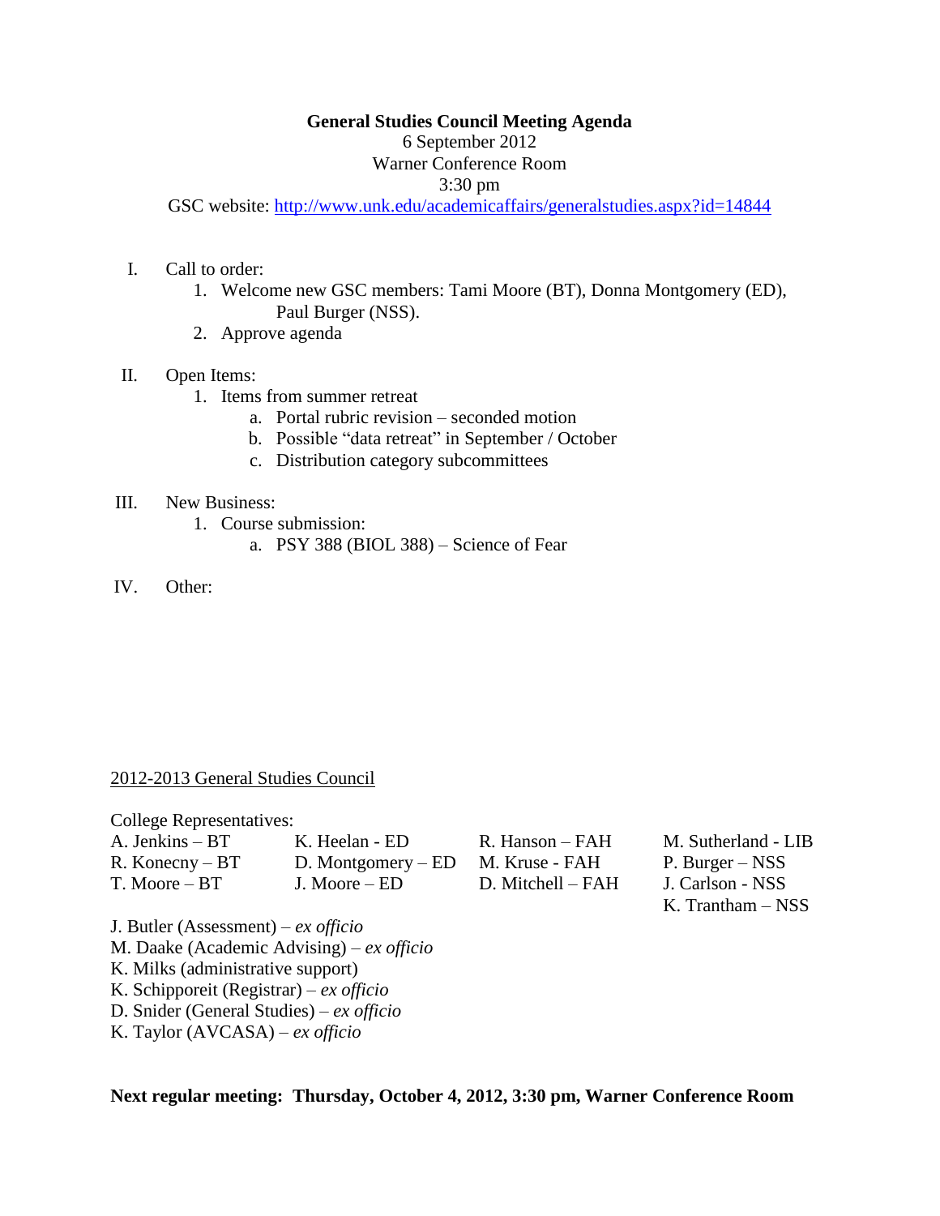# General Studies Council Meeting Agenda

6 September 2012
Warner Conference Room
3:30 pm
GSC website: http://www.unk.edu/academicaffairs/generalstudies.aspx?id=14844

I. Call to order:
   1. Welcome new GSC members: Tami Moore (BT), Donna Montgomery (ED), Paul Burger (NSS).
   2. Approve agenda

II. Open Items:
   1. Items from summer retreat
      a. Portal rubric revision – seconded motion
      b. Possible "data retreat" in September / October
      c. Distribution category subcommittees

III. New Business:
   1. Course submission:
      a. PSY 388 (BIOL 388) – Science of Fear

IV. Other:

<u>2012-2013 General Studies Council</u>

College Representatives:

| | | | |
|---|---|---|---|
| A. Jenkins – BT | K. Heelan - ED | R. Hanson – FAH | M. Sutherland - LIB |
| R. Konecny – BT | D. Montgomery – ED | M. Kruse - FAH | P. Burger – NSS |
| T. Moore – BT | J. Moore – ED | D. Mitchell – FAH | J. Carlson - NSS |
| | | | K. Trantham – NSS |

J. Butler (Assessment) – *ex officio*
M. Daake (Academic Advising) – *ex officio*
K. Milks (administrative support)
K. Schipporeit (Registrar) – *ex officio*
D. Snider (General Studies) – *ex officio*
K. Taylor (AVCASA) – *ex officio*

**Next regular meeting: Thursday, October 4, 2012, 3:30 pm, Warner Conference Room**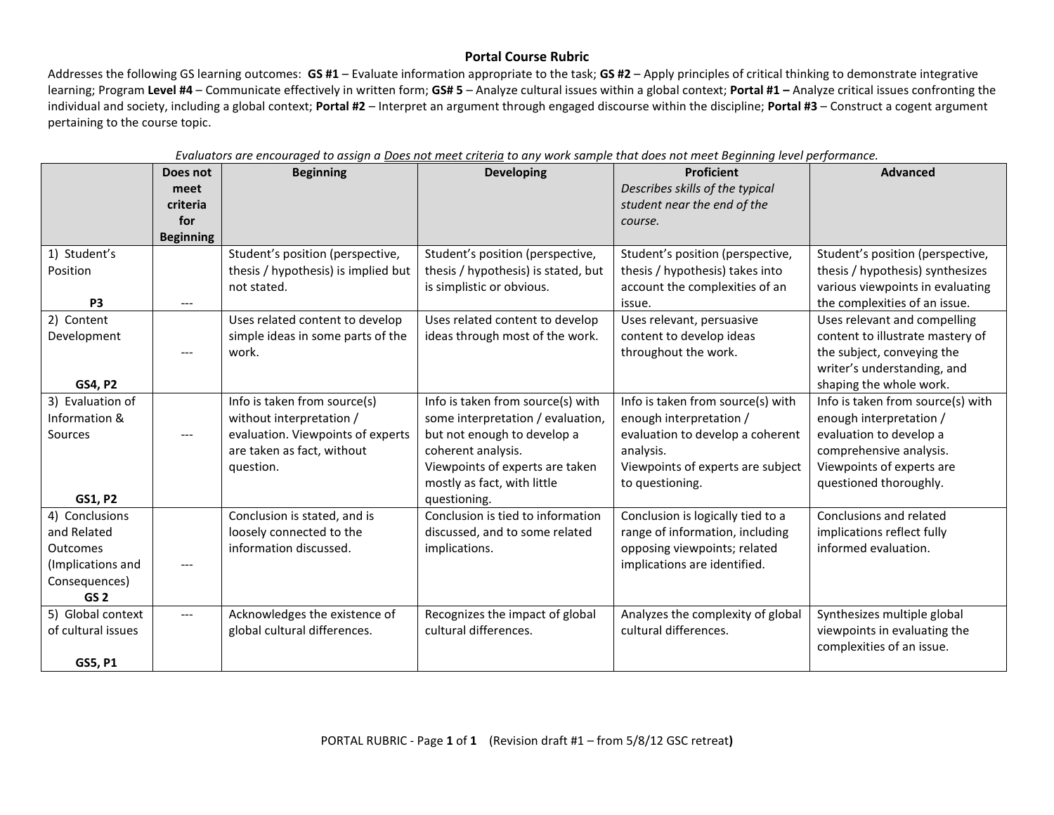# Portal Course Rubric

Addresses the following GS learning outcomes: **GS #1** – Evaluate information appropriate to the task; **GS #2** – Apply principles of critical thinking to demonstrate integrative learning; Program **Level #4** – Communicate effectively in written form; **GS# 5** – Analyze cultural issues within a global context; **Portal #1 –** Analyze critical issues confronting the individual and society, including a global context; **Portal #2** – Interpret an argument through engaged discourse within the discipline; **Portal #3** – Construct a cogent argument pertaining to the course topic.

*Evaluators are encouraged to assign a Does not meet criteria to any work sample that does not meet Beginning level performance.*

| | **Does not meet criteria for Beginning** | **Beginning** | **Developing** | **Proficient** *Describes skills of the typical student near the end of the course.* | **Advanced** |
|---|---|---|---|---|---|
| 1) Student's Position **P3** | --- | Student's position (perspective, thesis / hypothesis) is implied but not stated. | Student's position (perspective, thesis / hypothesis) is stated, but is simplistic or obvious. | Student's position (perspective, thesis / hypothesis) takes into account the complexities of an issue. | Student's position (perspective, thesis / hypothesis) synthesizes various viewpoints in evaluating the complexities of an issue. |
| 2) Content Development **GS4, P2** | --- | Uses related content to develop simple ideas in some parts of the work. | Uses related content to develop ideas through most of the work. | Uses relevant, persuasive content to develop ideas throughout the work. | Uses relevant and compelling content to illustrate mastery of the subject, conveying the writer's understanding, and shaping the whole work. |
| 3) Evaluation of Information & Sources **GS1, P2** | --- | Info is taken from source(s) without interpretation / evaluation. Viewpoints of experts are taken as fact, without question. | Info is taken from source(s) with some interpretation / evaluation, but not enough to develop a coherent analysis. Viewpoints of experts are taken mostly as fact, with little questioning. | Info is taken from source(s) with enough interpretation / evaluation to develop a coherent analysis. Viewpoints of experts are subject to questioning. | Info is taken from source(s) with enough interpretation / evaluation to develop a comprehensive analysis. Viewpoints of experts are questioned thoroughly. |
| 4) Conclusions and Related Outcomes (Implications and Consequences) **GS 2** | --- | Conclusion is stated, and is loosely connected to the information discussed. | Conclusion is tied to information discussed, and to some related implications. | Conclusion is logically tied to a range of information, including opposing viewpoints; related implications are identified. | Conclusions and related implications reflect fully informed evaluation. |
| 5) Global context of cultural issues **GS5, P1** | --- | Acknowledges the existence of global cultural differences. | Recognizes the impact of global cultural differences. | Analyzes the complexity of global cultural differences. | Synthesizes multiple global viewpoints in evaluating the complexities of an issue. |

PORTAL RUBRIC - Page **1** of **1** (Revision draft #1 – from 5/8/12 GSC retreat**)**